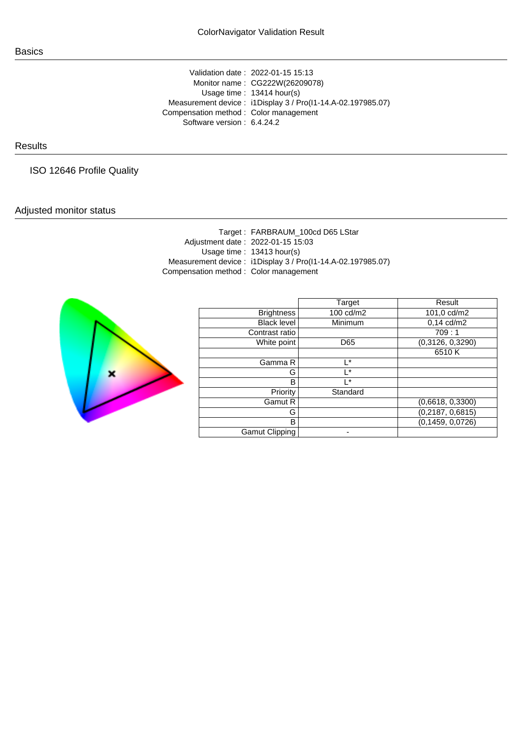# ColorNavigator Validation Result

## Basics

Validation date : 2022-01-15 15:13
Monitor name : CG222W(26209078)
Usage time : 13414 hour(s)
Measurement device : i1Display 3 / Pro(I1-14.A-02.197985.07)
Compensation method : Color management
Software version : 6.4.24.2

## Results

ISO 12646 Profile Quality

## Adjusted monitor status

Target : FARBRAUM_100cd D65 LStar
Adjustment date : 2022-01-15 15:03
Usage time : 13413 hour(s)
Measurement device : i1Display 3 / Pro(I1-14.A-02.197985.07)
Compensation method : Color management

| | Target | Result |
|---|---|---|
| Brightness | 100 cd/m2 | 101,0 cd/m2 |
| Black level | Minimum | 0,14 cd/m2 |
| Contrast ratio | | 709 : 1 |
| White point | D65 | (0,3126, 0,3290) |
| | | 6510 K |
| Gamma R | L* | |
| G | L* | |
| B | L* | |
| Priority | Standard | |
| Gamut R | | (0,6618, 0,3300) |
| G | | (0,2187, 0,6815) |
| B | | (0,1459, 0,0726) |
| Gamut Clipping | - | |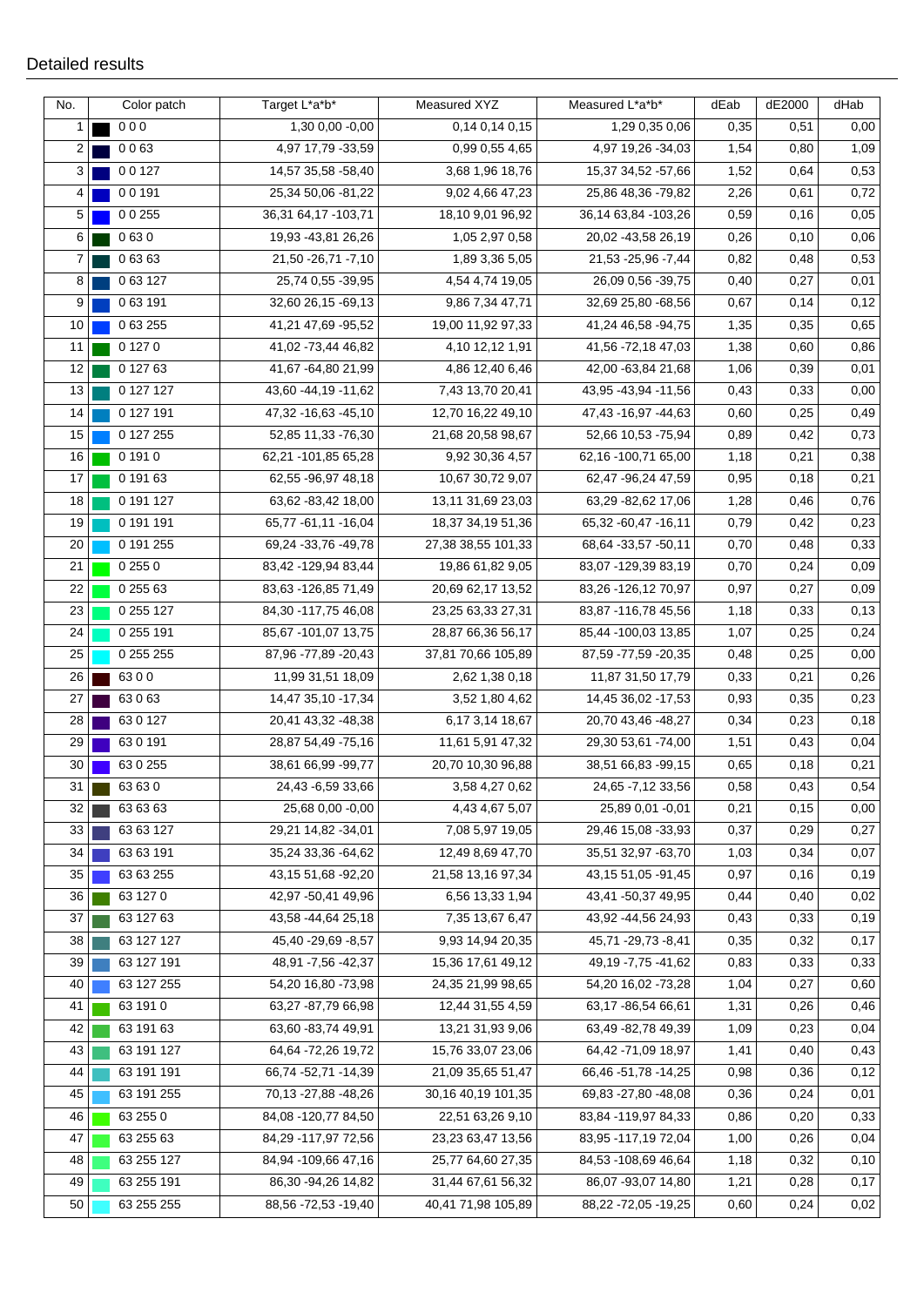Detailed results

| No. | Color patch | Target L*a*b* | Measured XYZ | Measured L*a*b* | dEab | dE2000 | dHab |
|---|---|---|---|---|---|---|---|
| 1 | 0 0 0 | 1,30 0,00 -0,00 | 0,14 0,14 0,15 | 1,29 0,35 0,06 | 0,35 | 0,51 | 0,00 |
| 2 | 0 0 63 | 4,97 17,79 -33,59 | 0,99 0,55 4,65 | 4,97 19,26 -34,03 | 1,54 | 0,80 | 1,09 |
| 3 | 0 0 127 | 14,57 35,58 -58,40 | 3,68 1,96 18,76 | 15,37 34,52 -57,66 | 1,52 | 0,64 | 0,53 |
| 4 | 0 0 191 | 25,34 50,06 -81,22 | 9,02 4,66 47,23 | 25,86 48,36 -79,82 | 2,26 | 0,61 | 0,72 |
| 5 | 0 0 255 | 36,31 64,17 -103,71 | 18,10 9,01 96,92 | 36,14 63,84 -103,26 | 0,59 | 0,16 | 0,05 |
| 6 | 0 63 0 | 19,93 -43,81 26,26 | 1,05 2,97 0,58 | 20,02 -43,58 26,19 | 0,26 | 0,10 | 0,06 |
| 7 | 0 63 63 | 21,50 -26,71 -7,10 | 1,89 3,36 5,05 | 21,53 -25,96 -7,44 | 0,82 | 0,48 | 0,53 |
| 8 | 0 63 127 | 25,74 0,55 -39,95 | 4,54 4,74 19,05 | 26,09 0,56 -39,75 | 0,40 | 0,27 | 0,01 |
| 9 | 0 63 191 | 32,60 26,15 -69,13 | 9,86 7,34 47,71 | 32,69 25,80 -68,56 | 0,67 | 0,14 | 0,12 |
| 10 | 0 63 255 | 41,21 47,69 -95,52 | 19,00 11,92 97,33 | 41,24 46,58 -94,75 | 1,35 | 0,35 | 0,65 |
| 11 | 0 127 0 | 41,02 -73,44 46,82 | 4,10 12,12 1,91 | 41,56 -72,18 47,03 | 1,38 | 0,60 | 0,86 |
| 12 | 0 127 63 | 41,67 -64,80 21,99 | 4,86 12,40 6,46 | 42,00 -63,84 21,68 | 1,06 | 0,39 | 0,01 |
| 13 | 0 127 127 | 43,60 -44,19 -11,62 | 7,43 13,70 20,41 | 43,95 -43,94 -11,56 | 0,43 | 0,33 | 0,00 |
| 14 | 0 127 191 | 47,32 -16,63 -45,10 | 12,70 16,22 49,10 | 47,43 -16,97 -44,63 | 0,60 | 0,25 | 0,49 |
| 15 | 0 127 255 | 52,85 11,33 -76,30 | 21,68 20,58 98,67 | 52,66 10,53 -75,94 | 0,89 | 0,42 | 0,73 |
| 16 | 0 191 0 | 62,21 -101,85 65,28 | 9,92 30,36 4,57 | 62,16 -100,71 65,00 | 1,18 | 0,21 | 0,38 |
| 17 | 0 191 63 | 62,55 -96,97 48,18 | 10,67 30,72 9,07 | 62,47 -96,24 47,59 | 0,95 | 0,18 | 0,21 |
| 18 | 0 191 127 | 63,62 -83,42 18,00 | 13,11 31,69 23,03 | 63,29 -82,62 17,06 | 1,28 | 0,46 | 0,76 |
| 19 | 0 191 191 | 65,77 -61,11 -16,04 | 18,37 34,19 51,36 | 65,32 -60,47 -16,11 | 0,79 | 0,42 | 0,23 |
| 20 | 0 191 255 | 69,24 -33,76 -49,78 | 27,38 38,55 101,33 | 68,64 -33,57 -50,11 | 0,70 | 0,48 | 0,33 |
| 21 | 0 255 0 | 83,42 -129,94 83,44 | 19,86 61,82 9,05 | 83,07 -129,39 83,19 | 0,70 | 0,24 | 0,09 |
| 22 | 0 255 63 | 83,63 -126,85 71,49 | 20,69 62,17 13,52 | 83,26 -126,12 70,97 | 0,97 | 0,27 | 0,09 |
| 23 | 0 255 127 | 84,30 -117,75 46,08 | 23,25 63,33 27,31 | 83,87 -116,78 45,56 | 1,18 | 0,33 | 0,13 |
| 24 | 0 255 191 | 85,67 -101,07 13,75 | 28,87 66,36 56,17 | 85,44 -100,03 13,85 | 1,07 | 0,25 | 0,24 |
| 25 | 0 255 255 | 87,96 -77,89 -20,43 | 37,81 70,66 105,89 | 87,59 -77,59 -20,35 | 0,48 | 0,25 | 0,00 |
| 26 | 63 0 0 | 11,99 31,51 18,09 | 2,62 1,38 0,18 | 11,87 31,50 17,79 | 0,33 | 0,21 | 0,26 |
| 27 | 63 0 63 | 14,47 35,10 -17,34 | 3,52 1,80 4,62 | 14,45 36,02 -17,53 | 0,93 | 0,35 | 0,23 |
| 28 | 63 0 127 | 20,41 43,32 -48,38 | 6,17 3,14 18,67 | 20,70 43,46 -48,27 | 0,34 | 0,23 | 0,18 |
| 29 | 63 0 191 | 28,87 54,49 -75,16 | 11,61 5,91 47,32 | 29,30 53,61 -74,00 | 1,51 | 0,43 | 0,04 |
| 30 | 63 0 255 | 38,61 66,99 -99,77 | 20,70 10,30 96,88 | 38,51 66,83 -99,15 | 0,65 | 0,18 | 0,21 |
| 31 | 63 63 0 | 24,43 -6,59 33,66 | 3,58 4,27 0,62 | 24,65 -7,12 33,56 | 0,58 | 0,43 | 0,54 |
| 32 | 63 63 63 | 25,68 0,00 -0,00 | 4,43 4,67 5,07 | 25,89 0,01 -0,01 | 0,21 | 0,15 | 0,00 |
| 33 | 63 63 127 | 29,21 14,82 -34,01 | 7,08 5,97 19,05 | 29,46 15,08 -33,93 | 0,37 | 0,29 | 0,27 |
| 34 | 63 63 191 | 35,24 33,36 -64,62 | 12,49 8,69 47,70 | 35,51 32,97 -63,70 | 1,03 | 0,34 | 0,07 |
| 35 | 63 63 255 | 43,15 51,68 -92,20 | 21,58 13,16 97,34 | 43,15 51,05 -91,45 | 0,97 | 0,16 | 0,19 |
| 36 | 63 127 0 | 42,97 -50,41 49,96 | 6,56 13,33 1,94 | 43,41 -50,37 49,95 | 0,44 | 0,40 | 0,02 |
| 37 | 63 127 63 | 43,58 -44,64 25,18 | 7,35 13,67 6,47 | 43,92 -44,56 24,93 | 0,43 | 0,33 | 0,19 |
| 38 | 63 127 127 | 45,40 -29,69 -8,57 | 9,93 14,94 20,35 | 45,71 -29,73 -8,41 | 0,35 | 0,32 | 0,17 |
| 39 | 63 127 191 | 48,91 -7,56 -42,37 | 15,36 17,61 49,12 | 49,19 -7,75 -41,62 | 0,83 | 0,33 | 0,33 |
| 40 | 63 127 255 | 54,20 16,80 -73,98 | 24,35 21,99 98,65 | 54,20 16,02 -73,28 | 1,04 | 0,27 | 0,60 |
| 41 | 63 191 0 | 63,27 -87,79 66,98 | 12,44 31,55 4,59 | 63,17 -86,54 66,61 | 1,31 | 0,26 | 0,46 |
| 42 | 63 191 63 | 63,60 -83,74 49,91 | 13,21 31,93 9,06 | 63,49 -82,78 49,39 | 1,09 | 0,23 | 0,04 |
| 43 | 63 191 127 | 64,64 -72,26 19,72 | 15,76 33,07 23,06 | 64,42 -71,09 18,97 | 1,41 | 0,40 | 0,43 |
| 44 | 63 191 191 | 66,74 -52,71 -14,39 | 21,09 35,65 51,47 | 66,46 -51,78 -14,25 | 0,98 | 0,36 | 0,12 |
| 45 | 63 191 255 | 70,13 -27,88 -48,26 | 30,16 40,19 101,35 | 69,83 -27,80 -48,08 | 0,36 | 0,24 | 0,01 |
| 46 | 63 255 0 | 84,08 -120,77 84,50 | 22,51 63,26 9,10 | 83,84 -119,97 84,33 | 0,86 | 0,20 | 0,33 |
| 47 | 63 255 63 | 84,29 -117,97 72,56 | 23,23 63,47 13,56 | 83,95 -117,19 72,04 | 1,00 | 0,26 | 0,04 |
| 48 | 63 255 127 | 84,94 -109,66 47,16 | 25,77 64,60 27,35 | 84,53 -108,69 46,64 | 1,18 | 0,32 | 0,10 |
| 49 | 63 255 191 | 86,30 -94,26 14,82 | 31,44 67,61 56,32 | 86,07 -93,07 14,80 | 1,21 | 0,28 | 0,17 |
| 50 | 63 255 255 | 88,56 -72,53 -19,40 | 40,41 71,98 105,89 | 88,22 -72,05 -19,25 | 0,60 | 0,24 | 0,02 |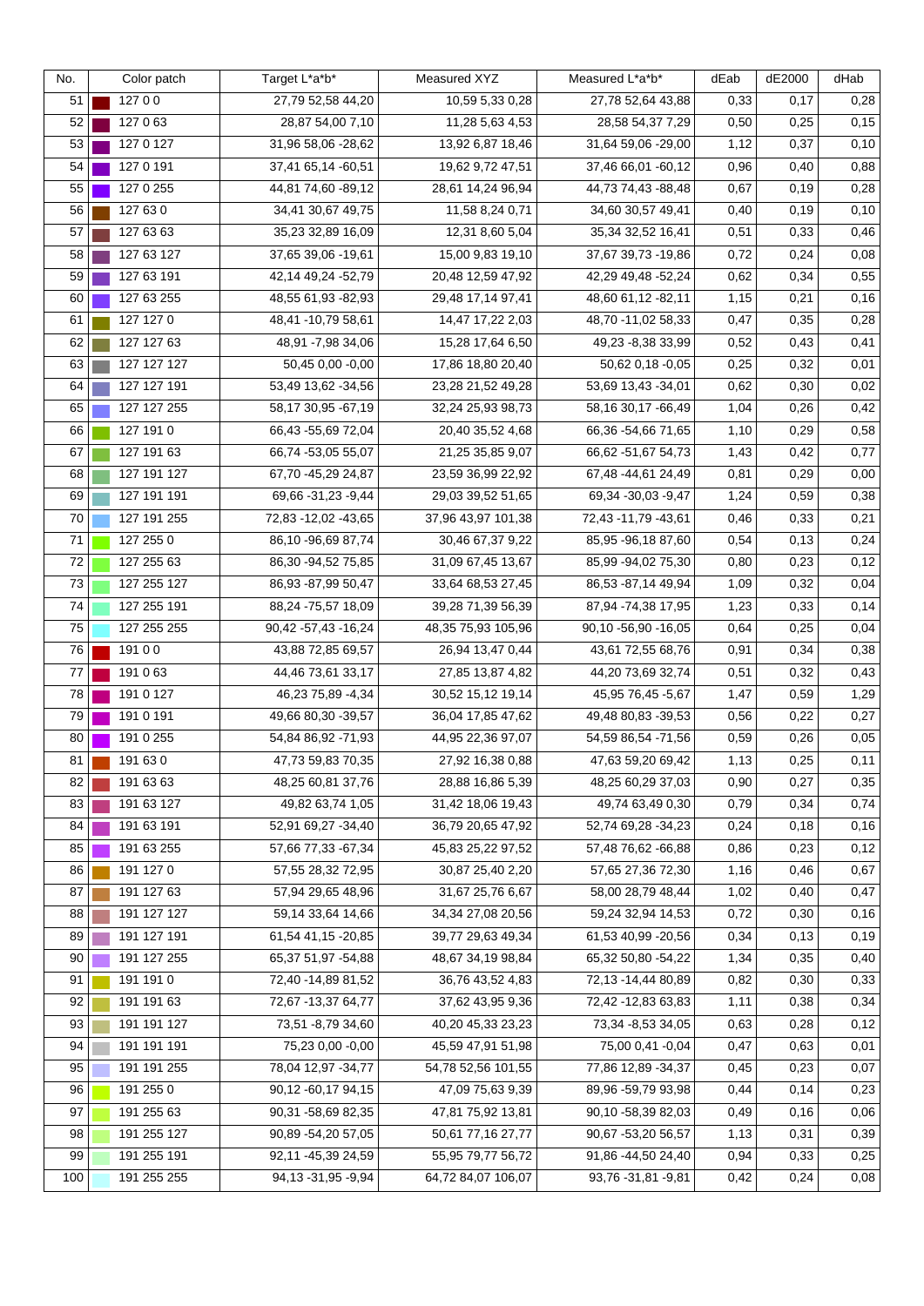| No. | Color patch | Target L*a*b* | Measured XYZ | Measured L*a*b* | dEab | dE2000 | dHab |
|---|---|---|---|---|---|---|---|
| 51 | 127 0 0 | 27,79 52,58 44,20 | 10,59 5,33 0,28 | 27,78 52,64 43,88 | 0,33 | 0,17 | 0,28 |
| 52 | 127 0 63 | 28,87 54,00 7,10 | 11,28 5,63 4,53 | 28,58 54,37 7,29 | 0,50 | 0,25 | 0,15 |
| 53 | 127 0 127 | 31,96 58,06 -28,62 | 13,92 6,87 18,46 | 31,64 59,06 -29,00 | 1,12 | 0,37 | 0,10 |
| 54 | 127 0 191 | 37,41 65,14 -60,51 | 19,62 9,72 47,51 | 37,46 66,01 -60,12 | 0,96 | 0,40 | 0,88 |
| 55 | 127 0 255 | 44,81 74,60 -89,12 | 28,61 14,24 96,94 | 44,73 74,43 -88,48 | 0,67 | 0,19 | 0,28 |
| 56 | 127 63 0 | 34,41 30,67 49,75 | 11,58 8,24 0,71 | 34,60 30,57 49,41 | 0,40 | 0,19 | 0,10 |
| 57 | 127 63 63 | 35,23 32,89 16,09 | 12,31 8,60 5,04 | 35,34 32,52 16,41 | 0,51 | 0,33 | 0,46 |
| 58 | 127 63 127 | 37,65 39,06 -19,61 | 15,00 9,83 19,10 | 37,67 39,73 -19,86 | 0,72 | 0,24 | 0,08 |
| 59 | 127 63 191 | 42,14 49,24 -52,79 | 20,48 12,59 47,92 | 42,29 49,48 -52,24 | 0,62 | 0,34 | 0,55 |
| 60 | 127 63 255 | 48,55 61,93 -82,93 | 29,48 17,14 97,41 | 48,60 61,12 -82,11 | 1,15 | 0,21 | 0,16 |
| 61 | 127 127 0 | 48,41 -10,79 58,61 | 14,47 17,22 2,03 | 48,70 -11,02 58,33 | 0,47 | 0,35 | 0,28 |
| 62 | 127 127 63 | 48,91 -7,98 34,06 | 15,28 17,64 6,50 | 49,23 -8,38 33,99 | 0,52 | 0,43 | 0,41 |
| 63 | 127 127 127 | 50,45 0,00 -0,00 | 17,86 18,80 20,40 | 50,62 0,18 -0,05 | 0,25 | 0,32 | 0,01 |
| 64 | 127 127 191 | 53,49 13,62 -34,56 | 23,28 21,52 49,28 | 53,69 13,43 -34,01 | 0,62 | 0,30 | 0,02 |
| 65 | 127 127 255 | 58,17 30,95 -67,19 | 32,24 25,93 98,73 | 58,16 30,17 -66,49 | 1,04 | 0,26 | 0,42 |
| 66 | 127 191 0 | 66,43 -55,69 72,04 | 20,40 35,52 4,68 | 66,36 -54,66 71,65 | 1,10 | 0,29 | 0,58 |
| 67 | 127 191 63 | 66,74 -53,05 55,07 | 21,25 35,85 9,07 | 66,62 -51,67 54,73 | 1,43 | 0,42 | 0,77 |
| 68 | 127 191 127 | 67,70 -45,29 24,87 | 23,59 36,99 22,92 | 67,48 -44,61 24,49 | 0,81 | 0,29 | 0,00 |
| 69 | 127 191 191 | 69,66 -31,23 -9,44 | 29,03 39,52 51,65 | 69,34 -30,03 -9,47 | 1,24 | 0,59 | 0,38 |
| 70 | 127 191 255 | 72,83 -12,02 -43,65 | 37,96 43,97 101,38 | 72,43 -11,79 -43,61 | 0,46 | 0,33 | 0,21 |
| 71 | 127 255 0 | 86,10 -96,69 87,74 | 30,46 67,37 9,22 | 85,95 -96,18 87,60 | 0,54 | 0,13 | 0,24 |
| 72 | 127 255 63 | 86,30 -94,52 75,85 | 31,09 67,45 13,67 | 85,99 -94,02 75,30 | 0,80 | 0,23 | 0,12 |
| 73 | 127 255 127 | 86,93 -87,99 50,47 | 33,64 68,53 27,45 | 86,53 -87,14 49,94 | 1,09 | 0,32 | 0,04 |
| 74 | 127 255 191 | 88,24 -75,57 18,09 | 39,28 71,39 56,39 | 87,94 -74,38 17,95 | 1,23 | 0,33 | 0,14 |
| 75 | 127 255 255 | 90,42 -57,43 -16,24 | 48,35 75,93 105,96 | 90,10 -56,90 -16,05 | 0,64 | 0,25 | 0,04 |
| 76 | 191 0 0 | 43,88 72,85 69,57 | 26,94 13,47 0,44 | 43,61 72,55 68,76 | 0,91 | 0,34 | 0,38 |
| 77 | 191 0 63 | 44,46 73,61 33,17 | 27,85 13,87 4,82 | 44,20 73,69 32,74 | 0,51 | 0,32 | 0,43 |
| 78 | 191 0 127 | 46,23 75,89 -4,34 | 30,52 15,12 19,14 | 45,95 76,45 -5,67 | 1,47 | 0,59 | 1,29 |
| 79 | 191 0 191 | 49,66 80,30 -39,57 | 36,04 17,85 47,62 | 49,48 80,83 -39,53 | 0,56 | 0,22 | 0,27 |
| 80 | 191 0 255 | 54,84 86,92 -71,93 | 44,95 22,36 97,07 | 54,59 86,54 -71,56 | 0,59 | 0,26 | 0,05 |
| 81 | 191 63 0 | 47,73 59,83 70,35 | 27,92 16,38 0,88 | 47,63 59,20 69,42 | 1,13 | 0,25 | 0,11 |
| 82 | 191 63 63 | 48,25 60,81 37,76 | 28,88 16,86 5,39 | 48,25 60,29 37,03 | 0,90 | 0,27 | 0,35 |
| 83 | 191 63 127 | 49,82 63,74 1,05 | 31,42 18,06 19,43 | 49,74 63,49 0,30 | 0,79 | 0,34 | 0,74 |
| 84 | 191 63 191 | 52,91 69,27 -34,40 | 36,79 20,65 47,92 | 52,74 69,28 -34,23 | 0,24 | 0,18 | 0,16 |
| 85 | 191 63 255 | 57,66 77,33 -67,34 | 45,83 25,22 97,52 | 57,48 76,62 -66,88 | 0,86 | 0,23 | 0,12 |
| 86 | 191 127 0 | 57,55 28,32 72,95 | 30,87 25,40 2,20 | 57,65 27,36 72,30 | 1,16 | 0,46 | 0,67 |
| 87 | 191 127 63 | 57,94 29,65 48,96 | 31,67 25,76 6,67 | 58,00 28,79 48,44 | 1,02 | 0,40 | 0,47 |
| 88 | 191 127 127 | 59,14 33,64 14,66 | 34,34 27,08 20,56 | 59,24 32,94 14,53 | 0,72 | 0,30 | 0,16 |
| 89 | 191 127 191 | 61,54 41,15 -20,85 | 39,77 29,63 49,34 | 61,53 40,99 -20,56 | 0,34 | 0,13 | 0,19 |
| 90 | 191 127 255 | 65,37 51,97 -54,88 | 48,67 34,19 98,84 | 65,32 50,80 -54,22 | 1,34 | 0,35 | 0,40 |
| 91 | 191 191 0 | 72,40 -14,89 81,52 | 36,76 43,52 4,83 | 72,13 -14,44 80,89 | 0,82 | 0,30 | 0,33 |
| 92 | 191 191 63 | 72,67 -13,37 64,77 | 37,62 43,95 9,36 | 72,42 -12,83 63,83 | 1,11 | 0,38 | 0,34 |
| 93 | 191 191 127 | 73,51 -8,79 34,60 | 40,20 45,33 23,23 | 73,34 -8,53 34,05 | 0,63 | 0,28 | 0,12 |
| 94 | 191 191 191 | 75,23 0,00 -0,00 | 45,59 47,91 51,98 | 75,00 0,41 -0,04 | 0,47 | 0,63 | 0,01 |
| 95 | 191 191 255 | 78,04 12,97 -34,77 | 54,78 52,56 101,55 | 77,86 12,89 -34,37 | 0,45 | 0,23 | 0,07 |
| 96 | 191 255 0 | 90,12 -60,17 94,15 | 47,09 75,63 9,39 | 89,96 -59,79 93,98 | 0,44 | 0,14 | 0,23 |
| 97 | 191 255 63 | 90,31 -58,69 82,35 | 47,81 75,92 13,81 | 90,10 -58,39 82,03 | 0,49 | 0,16 | 0,06 |
| 98 | 191 255 127 | 90,89 -54,20 57,05 | 50,61 77,16 27,77 | 90,67 -53,20 56,57 | 1,13 | 0,31 | 0,39 |
| 99 | 191 255 191 | 92,11 -45,39 24,59 | 55,95 79,77 56,72 | 91,86 -44,50 24,40 | 0,94 | 0,33 | 0,25 |
| 100 | 191 255 255 | 94,13 -31,95 -9,94 | 64,72 84,07 106,07 | 93,76 -31,81 -9,81 | 0,42 | 0,24 | 0,08 |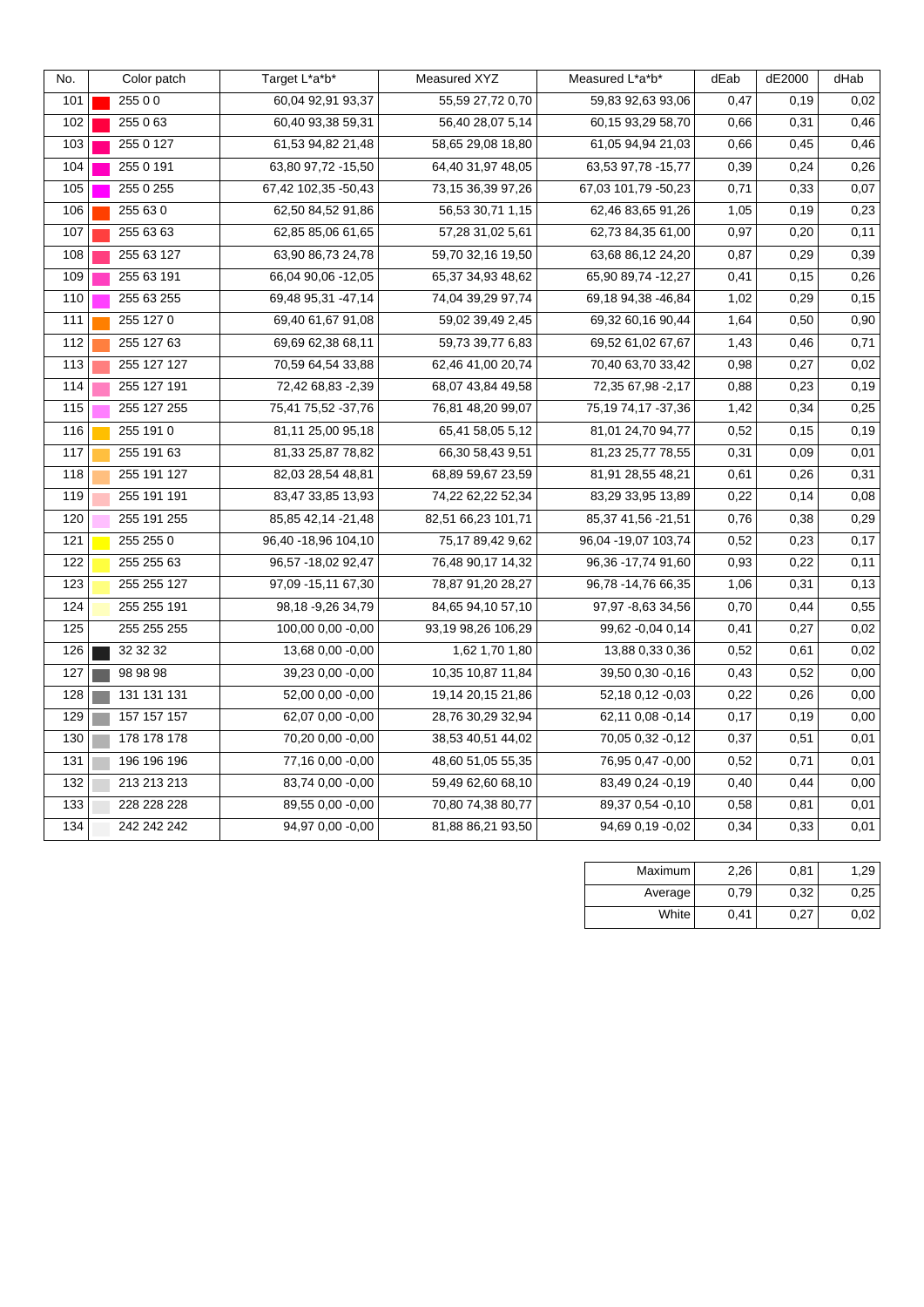| No. | Color patch | Target L*a*b* | Measured XYZ | Measured L*a*b* | dEab | dE2000 | dHab |
|---|---|---|---|---|---|---|---|
| 101 | 255 0 0 | 60,04 92,91 93,37 | 55,59 27,72 0,70 | 59,83 92,63 93,06 | 0,47 | 0,19 | 0,02 |
| 102 | 255 0 63 | 60,40 93,38 59,31 | 56,40 28,07 5,14 | 60,15 93,29 58,70 | 0,66 | 0,31 | 0,46 |
| 103 | 255 0 127 | 61,53 94,82 21,48 | 58,65 29,08 18,80 | 61,05 94,94 21,03 | 0,66 | 0,45 | 0,46 |
| 104 | 255 0 191 | 63,80 97,72 -15,50 | 64,40 31,97 48,05 | 63,53 97,78 -15,77 | 0,39 | 0,24 | 0,26 |
| 105 | 255 0 255 | 67,42 102,35 -50,43 | 73,15 36,39 97,26 | 67,03 101,79 -50,23 | 0,71 | 0,33 | 0,07 |
| 106 | 255 63 0 | 62,50 84,52 91,86 | 56,53 30,71 1,15 | 62,46 83,65 91,26 | 1,05 | 0,19 | 0,23 |
| 107 | 255 63 63 | 62,85 85,06 61,65 | 57,28 31,02 5,61 | 62,73 84,35 61,00 | 0,97 | 0,20 | 0,11 |
| 108 | 255 63 127 | 63,90 86,73 24,78 | 59,70 32,16 19,50 | 63,68 86,12 24,20 | 0,87 | 0,29 | 0,39 |
| 109 | 255 63 191 | 66,04 90,06 -12,05 | 65,37 34,93 48,62 | 65,90 89,74 -12,27 | 0,41 | 0,15 | 0,26 |
| 110 | 255 63 255 | 69,48 95,31 -47,14 | 74,04 39,29 97,74 | 69,18 94,38 -46,84 | 1,02 | 0,29 | 0,15 |
| 111 | 255 127 0 | 69,40 61,67 91,08 | 59,02 39,49 2,45 | 69,32 60,16 90,44 | 1,64 | 0,50 | 0,90 |
| 112 | 255 127 63 | 69,69 62,38 68,11 | 59,73 39,77 6,83 | 69,52 61,02 67,67 | 1,43 | 0,46 | 0,71 |
| 113 | 255 127 127 | 70,59 64,54 33,88 | 62,46 41,00 20,74 | 70,40 63,70 33,42 | 0,98 | 0,27 | 0,02 |
| 114 | 255 127 191 | 72,42 68,83 -2,39 | 68,07 43,84 49,58 | 72,35 67,98 -2,17 | 0,88 | 0,23 | 0,19 |
| 115 | 255 127 255 | 75,41 75,52 -37,76 | 76,81 48,20 99,07 | 75,19 74,17 -37,36 | 1,42 | 0,34 | 0,25 |
| 116 | 255 191 0 | 81,11 25,00 95,18 | 65,41 58,05 5,12 | 81,01 24,70 94,77 | 0,52 | 0,15 | 0,19 |
| 117 | 255 191 63 | 81,33 25,87 78,82 | 66,30 58,43 9,51 | 81,23 25,77 78,55 | 0,31 | 0,09 | 0,01 |
| 118 | 255 191 127 | 82,03 28,54 48,81 | 68,89 59,67 23,59 | 81,91 28,55 48,21 | 0,61 | 0,26 | 0,31 |
| 119 | 255 191 191 | 83,47 33,85 13,93 | 74,22 62,22 52,34 | 83,29 33,95 13,89 | 0,22 | 0,14 | 0,08 |
| 120 | 255 191 255 | 85,85 42,14 -21,48 | 82,51 66,23 101,71 | 85,37 41,56 -21,51 | 0,76 | 0,38 | 0,29 |
| 121 | 255 255 0 | 96,40 -18,96 104,10 | 75,17 89,42 9,62 | 96,04 -19,07 103,74 | 0,52 | 0,23 | 0,17 |
| 122 | 255 255 63 | 96,57 -18,02 92,47 | 76,48 90,17 14,32 | 96,36 -17,74 91,60 | 0,93 | 0,22 | 0,11 |
| 123 | 255 255 127 | 97,09 -15,11 67,30 | 78,87 91,20 28,27 | 96,78 -14,76 66,35 | 1,06 | 0,31 | 0,13 |
| 124 | 255 255 191 | 98,18 -9,26 34,79 | 84,65 94,10 57,10 | 97,97 -8,63 34,56 | 0,70 | 0,44 | 0,55 |
| 125 | 255 255 255 | 100,00 0,00 -0,00 | 93,19 98,26 106,29 | 99,62 -0,04 0,14 | 0,41 | 0,27 | 0,02 |
| 126 | 32 32 32 | 13,68 0,00 -0,00 | 1,62 1,70 1,80 | 13,88 0,33 0,36 | 0,52 | 0,61 | 0,02 |
| 127 | 98 98 98 | 39,23 0,00 -0,00 | 10,35 10,87 11,84 | 39,50 0,30 -0,16 | 0,43 | 0,52 | 0,00 |
| 128 | 131 131 131 | 52,00 0,00 -0,00 | 19,14 20,15 21,86 | 52,18 0,12 -0,03 | 0,22 | 0,26 | 0,00 |
| 129 | 157 157 157 | 62,07 0,00 -0,00 | 28,76 30,29 32,94 | 62,11 0,08 -0,14 | 0,17 | 0,19 | 0,00 |
| 130 | 178 178 178 | 70,20 0,00 -0,00 | 38,53 40,51 44,02 | 70,05 0,32 -0,12 | 0,37 | 0,51 | 0,01 |
| 131 | 196 196 196 | 77,16 0,00 -0,00 | 48,60 51,05 55,35 | 76,95 0,47 -0,00 | 0,52 | 0,71 | 0,01 |
| 132 | 213 213 213 | 83,74 0,00 -0,00 | 59,49 62,60 68,10 | 83,49 0,24 -0,19 | 0,40 | 0,44 | 0,00 |
| 133 | 228 228 228 | 89,55 0,00 -0,00 | 70,80 74,38 80,77 | 89,37 0,54 -0,10 | 0,58 | 0,81 | 0,01 |
| 134 | 242 242 242 | 94,97 0,00 -0,00 | 81,88 86,21 93,50 | 94,69 0,19 -0,02 | 0,34 | 0,33 | 0,01 |

| | dEab | dE2000 | dHab |
|---|---|---|---|
| Maximum | 2,26 | 0,81 | 1,29 |
| Average | 0,79 | 0,32 | 0,25 |
| White | 0,41 | 0,27 | 0,02 |